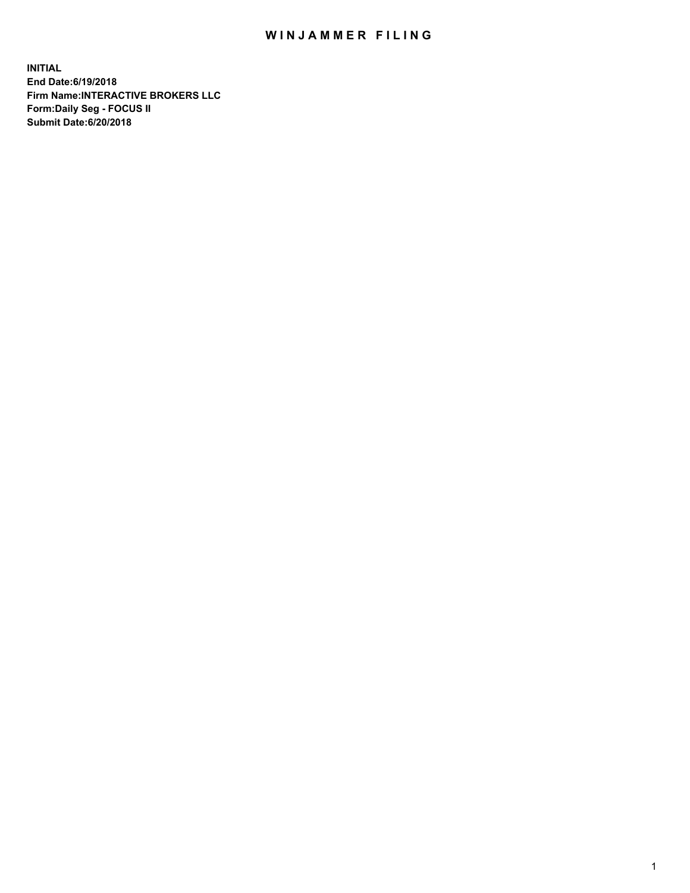# WINJAMMER FILING

**INITIAL**
**End Date:6/19/2018**
**Firm Name:INTERACTIVE BROKERS LLC**
**Form:Daily Seg - FOCUS II**
**Submit Date:6/20/2018**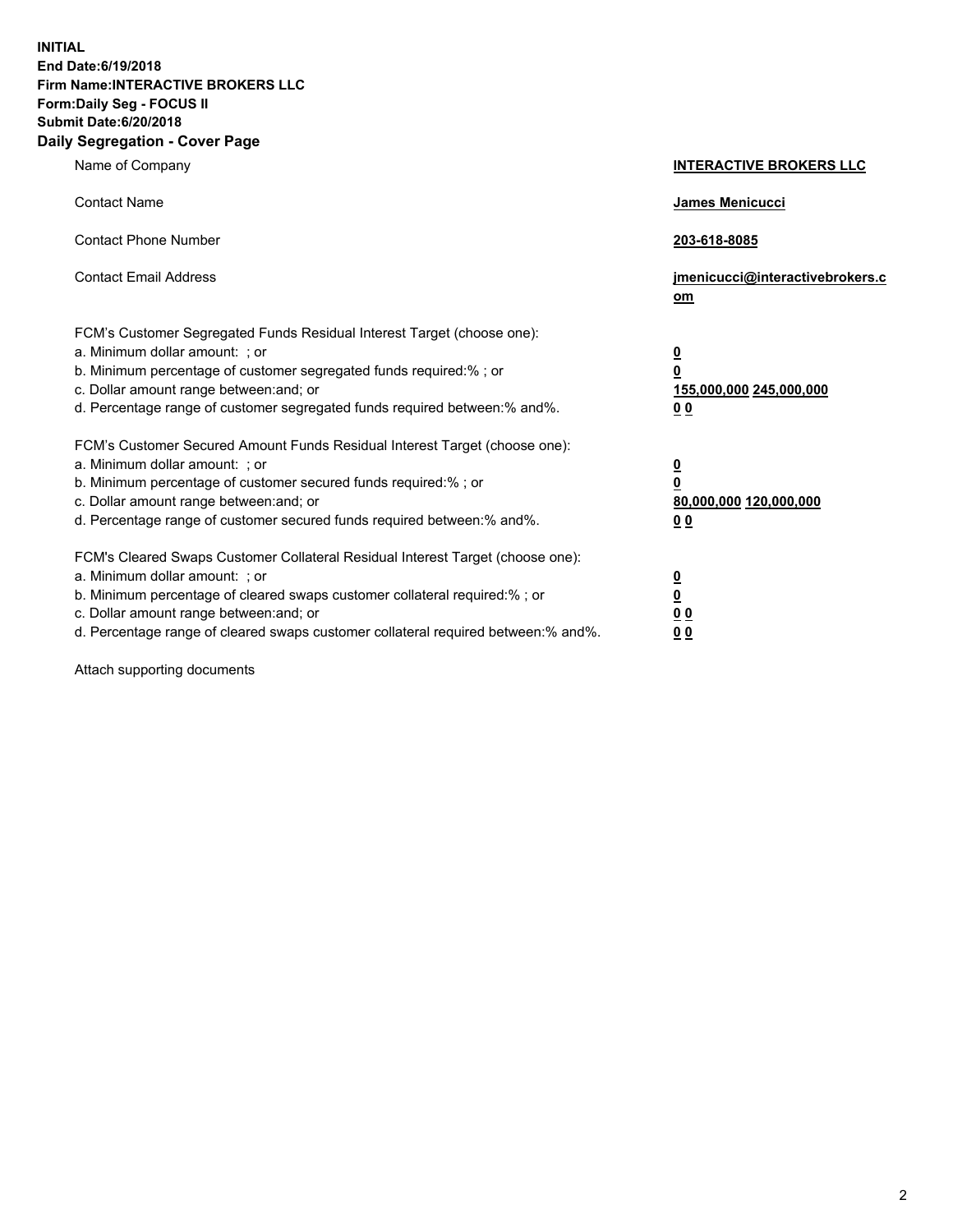**INITIAL**
**End Date:6/19/2018**
**Firm Name:INTERACTIVE BROKERS LLC**
**Form:Daily Seg - FOCUS II**
**Submit Date:6/20/2018**
**Daily Segregation - Cover Page**

| | |
|---|---|
| Name of Company | **INTERACTIVE BROKERS LLC** |
| Contact Name | **James Menicucci** |
| Contact Phone Number | **203-618-8085** |
| Contact Email Address | **jmenicucci@interactivebrokers.com** |
| FCM's Customer Segregated Funds Residual Interest Target (choose one): | |
| a. Minimum dollar amount: ; or | **0** |
| b. Minimum percentage of customer segregated funds required:% ; or | **0** |
| c. Dollar amount range between:and; or | **155,000,000 245,000,000** |
| d. Percentage range of customer segregated funds required between:% and%. | **0 0** |
| FCM's Customer Secured Amount Funds Residual Interest Target (choose one): | |
| a. Minimum dollar amount: ; or | **0** |
| b. Minimum percentage of customer secured funds required:% ; or | **0** |
| c. Dollar amount range between:and; or | **80,000,000 120,000,000** |
| d. Percentage range of customer secured funds required between:% and%. | **0 0** |
| FCM's Cleared Swaps Customer Collateral Residual Interest Target (choose one): | |
| a. Minimum dollar amount: ; or | **0** |
| b. Minimum percentage of cleared swaps customer collateral required:% ; or | **0** |
| c. Dollar amount range between:and; or | **0 0** |
| d. Percentage range of cleared swaps customer collateral required between:% and%. | **0 0** |

Attach supporting documents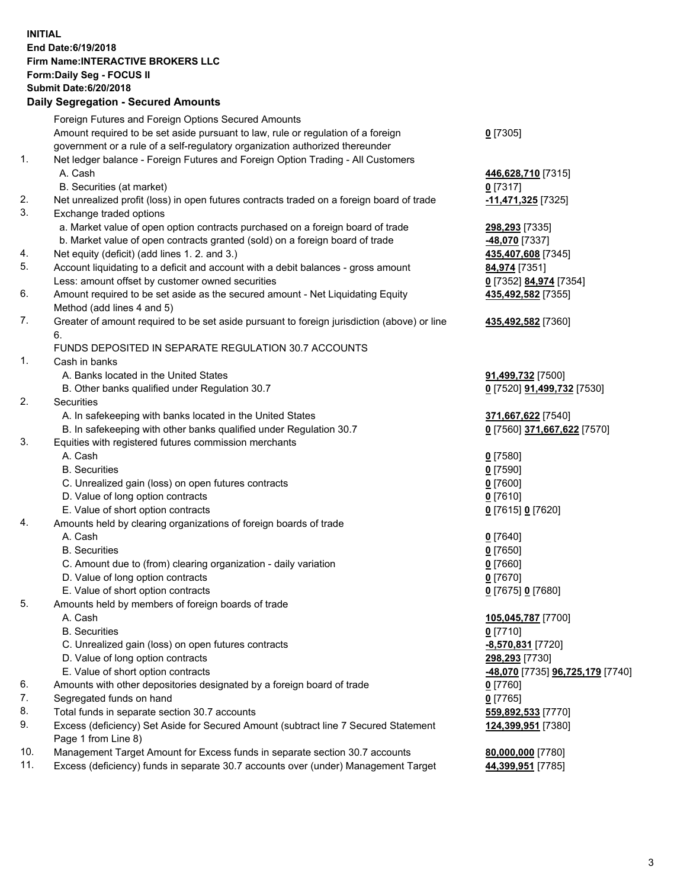**INITIAL**
**End Date:6/19/2018**
**Firm Name:INTERACTIVE BROKERS LLC**
**Form:Daily Seg - FOCUS II**
**Submit Date:6/20/2018**

## Daily Segregation - Secured Amounts

| | | |
|---|---|---|
| | Foreign Futures and Foreign Options Secured Amounts | |
| | Amount required to be set aside pursuant to law, rule or regulation of a foreign government or a rule of a self-regulatory organization authorized thereunder | **0** [7305] |
| 1. | Net ledger balance - Foreign Futures and Foreign Option Trading - All Customers | |
| | A. Cash | **446,628,710** [7315] |
| | B. Securities (at market) | **0** [7317] |
| 2. | Net unrealized profit (loss) in open futures contracts traded on a foreign board of trade | **-11,471,325** [7325] |
| 3. | Exchange traded options | |
| | a. Market value of open option contracts purchased on a foreign board of trade | **298,293** [7335] |
| | b. Market value of open contracts granted (sold) on a foreign board of trade | **-48,070** [7337] |
| 4. | Net equity (deficit) (add lines 1. 2. and 3.) | **435,407,608** [7345] |
| 5. | Account liquidating to a deficit and account with a debit balances - gross amount | **84,974** [7351] |
| | Less: amount offset by customer owned securities | **0** [7352] **84,974** [7354] |
| 6. | Amount required to be set aside as the secured amount - Net Liquidating Equity Method (add lines 4 and 5) | **435,492,582** [7355] |
| 7. | Greater of amount required to be set aside pursuant to foreign jurisdiction (above) or line 6. | **435,492,582** [7360] |
| | FUNDS DEPOSITED IN SEPARATE REGULATION 30.7 ACCOUNTS | |
| 1. | Cash in banks | |
| | A. Banks located in the United States | **91,499,732** [7500] |
| | B. Other banks qualified under Regulation 30.7 | **0** [7520] **91,499,732** [7530] |
| 2. | Securities | |
| | A. In safekeeping with banks located in the United States | **371,667,622** [7540] |
| | B. In safekeeping with other banks qualified under Regulation 30.7 | **0** [7560] **371,667,622** [7570] |
| 3. | Equities with registered futures commission merchants | |
| | A. Cash | **0** [7580] |
| | B. Securities | **0** [7590] |
| | C. Unrealized gain (loss) on open futures contracts | **0** [7600] |
| | D. Value of long option contracts | **0** [7610] |
| | E. Value of short option contracts | **0** [7615] **0** [7620] |
| 4. | Amounts held by clearing organizations of foreign boards of trade | |
| | A. Cash | **0** [7640] |
| | B. Securities | **0** [7650] |
| | C. Amount due to (from) clearing organization - daily variation | **0** [7660] |
| | D. Value of long option contracts | **0** [7670] |
| | E. Value of short option contracts | **0** [7675] **0** [7680] |
| 5. | Amounts held by members of foreign boards of trade | |
| | A. Cash | **105,045,787** [7700] |
| | B. Securities | **0** [7710] |
| | C. Unrealized gain (loss) on open futures contracts | **-8,570,831** [7720] |
| | D. Value of long option contracts | **298,293** [7730] |
| | E. Value of short option contracts | **-48,070** [7735] **96,725,179** [7740] |
| 6. | Amounts with other depositories designated by a foreign board of trade | **0** [7760] |
| 7. | Segregated funds on hand | **0** [7765] |
| 8. | Total funds in separate section 30.7 accounts | **559,892,533** [7770] |
| 9. | Excess (deficiency) Set Aside for Secured Amount (subtract line 7 Secured Statement Page 1 from Line 8) | **124,399,951** [7380] |
| 10. | Management Target Amount for Excess funds in separate section 30.7 accounts | **80,000,000** [7780] |
| 11. | Excess (deficiency) funds in separate 30.7 accounts over (under) Management Target | **44,399,951** [7785] |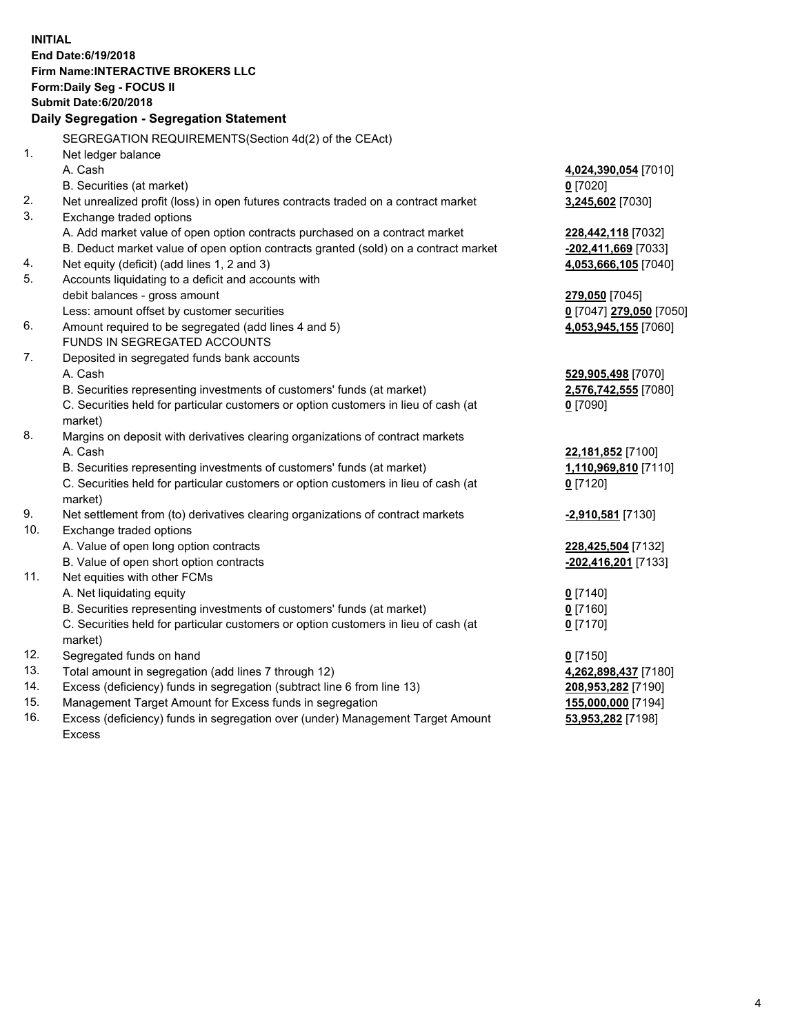**INITIAL**
**End Date:6/19/2018**
**Firm Name:INTERACTIVE BROKERS LLC**
**Form:Daily Seg - FOCUS II**
**Submit Date:6/20/2018**

## Daily Segregation - Segregation Statement

SEGREGATION REQUIREMENTS(Section 4d(2) of the CEAct)

| | | |
|---|---|---|
| 1. | Net ledger balance | |
| | A. Cash | **4,024,390,054** [7010] |
| | B. Securities (at market) | **0** [7020] |
| 2. | Net unrealized profit (loss) in open futures contracts traded on a contract market | **3,245,602** [7030] |
| 3. | Exchange traded options | |
| | A. Add market value of open option contracts purchased on a contract market | **228,442,118** [7032] |
| | B. Deduct market value of open option contracts granted (sold) on a contract market | **-202,411,669** [7033] |
| 4. | Net equity (deficit) (add lines 1, 2 and 3) | **4,053,666,105** [7040] |
| 5. | Accounts liquidating to a deficit and accounts with | |
| | debit balances - gross amount | **279,050** [7045] |
| | Less: amount offset by customer securities | **0** [7047] **279,050** [7050] |
| 6. | Amount required to be segregated (add lines 4 and 5) | **4,053,945,155** [7060] |
| | FUNDS IN SEGREGATED ACCOUNTS | |
| 7. | Deposited in segregated funds bank accounts | |
| | A. Cash | **529,905,498** [7070] |
| | B. Securities representing investments of customers' funds (at market) | **2,576,742,555** [7080] |
| | C. Securities held for particular customers or option customers in lieu of cash (at market) | **0** [7090] |
| 8. | Margins on deposit with derivatives clearing organizations of contract markets | |
| | A. Cash | **22,181,852** [7100] |
| | B. Securities representing investments of customers' funds (at market) | **1,110,969,810** [7110] |
| | C. Securities held for particular customers or option customers in lieu of cash (at market) | **0** [7120] |
| 9. | Net settlement from (to) derivatives clearing organizations of contract markets | **-2,910,581** [7130] |
| 10. | Exchange traded options | |
| | A. Value of open long option contracts | **228,425,504** [7132] |
| | B. Value of open short option contracts | **-202,416,201** [7133] |
| 11. | Net equities with other FCMs | |
| | A. Net liquidating equity | **0** [7140] |
| | B. Securities representing investments of customers' funds (at market) | **0** [7160] |
| | C. Securities held for particular customers or option customers in lieu of cash (at market) | **0** [7170] |
| 12. | Segregated funds on hand | **0** [7150] |
| 13. | Total amount in segregation (add lines 7 through 12) | **4,262,898,437** [7180] |
| 14. | Excess (deficiency) funds in segregation (subtract line 6 from line 13) | **208,953,282** [7190] |
| 15. | Management Target Amount for Excess funds in segregation | **155,000,000** [7194] |
| 16. | Excess (deficiency) funds in segregation over (under) Management Target Amount Excess | **53,953,282** [7198] |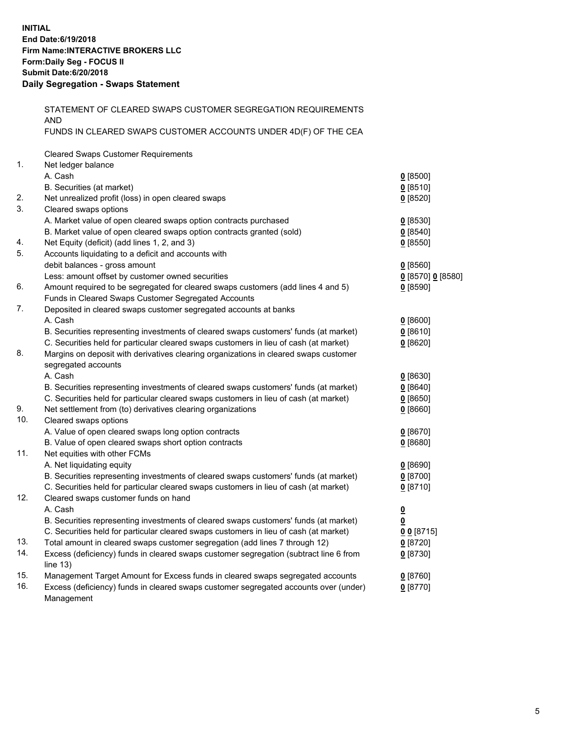**INITIAL**
**End Date:6/19/2018**
**Firm Name:INTERACTIVE BROKERS LLC**
**Form:Daily Seg - FOCUS II**
**Submit Date:6/20/2018**
**Daily Segregation - Swaps Statement**

STATEMENT OF CLEARED SWAPS CUSTOMER SEGREGATION REQUIREMENTS AND FUNDS IN CLEARED SWAPS CUSTOMER ACCOUNTS UNDER 4D(F) OF THE CEA

| | | |
|---|---|---|
| | Cleared Swaps Customer Requirements | |
| 1. | Net ledger balance | |
| | A. Cash | 0 [8500] |
| | B. Securities (at market) | 0 [8510] |
| 2. | Net unrealized profit (loss) in open cleared swaps | 0 [8520] |
| 3. | Cleared swaps options | |
| | A. Market value of open cleared swaps option contracts purchased | 0 [8530] |
| | B. Market value of open cleared swaps option contracts granted (sold) | 0 [8540] |
| 4. | Net Equity (deficit) (add lines 1, 2, and 3) | 0 [8550] |
| 5. | Accounts liquidating to a deficit and accounts with debit balances - gross amount | 0 [8560] |
| | Less: amount offset by customer owned securities | 0 [8570] 0 [8580] |
| 6. | Amount required to be segregated for cleared swaps customers (add lines 4 and 5) | 0 [8590] |
| | Funds in Cleared Swaps Customer Segregated Accounts | |
| 7. | Deposited in cleared swaps customer segregated accounts at banks | |
| | A. Cash | 0 [8600] |
| | B. Securities representing investments of cleared swaps customers' funds (at market) | 0 [8610] |
| | C. Securities held for particular cleared swaps customers in lieu of cash (at market) | 0 [8620] |
| 8. | Margins on deposit with derivatives clearing organizations in cleared swaps customer segregated accounts | |
| | A. Cash | 0 [8630] |
| | B. Securities representing investments of cleared swaps customers' funds (at market) | 0 [8640] |
| | C. Securities held for particular cleared swaps customers in lieu of cash (at market) | 0 [8650] |
| 9. | Net settlement from (to) derivatives clearing organizations | 0 [8660] |
| 10. | Cleared swaps options | |
| | A. Value of open cleared swaps long option contracts | 0 [8670] |
| | B. Value of open cleared swaps short option contracts | 0 [8680] |
| 11. | Net equities with other FCMs | |
| | A. Net liquidating equity | 0 [8690] |
| | B. Securities representing investments of cleared swaps customers' funds (at market) | 0 [8700] |
| | C. Securities held for particular cleared swaps customers in lieu of cash (at market) | 0 [8710] |
| 12. | Cleared swaps customer funds on hand | |
| | A. Cash | 0 |
| | B. Securities representing investments of cleared swaps customers' funds (at market) | 0 |
| | C. Securities held for particular cleared swaps customers in lieu of cash (at market) | 0 0 [8715] |
| 13. | Total amount in cleared swaps customer segregation (add lines 7 through 12) | 0 [8720] |
| 14. | Excess (deficiency) funds in cleared swaps customer segregation (subtract line 6 from line 13) | 0 [8730] |
| 15. | Management Target Amount for Excess funds in cleared swaps segregated accounts | 0 [8760] |
| 16. | Excess (deficiency) funds in cleared swaps customer segregated accounts over (under) Management | 0 [8770] |